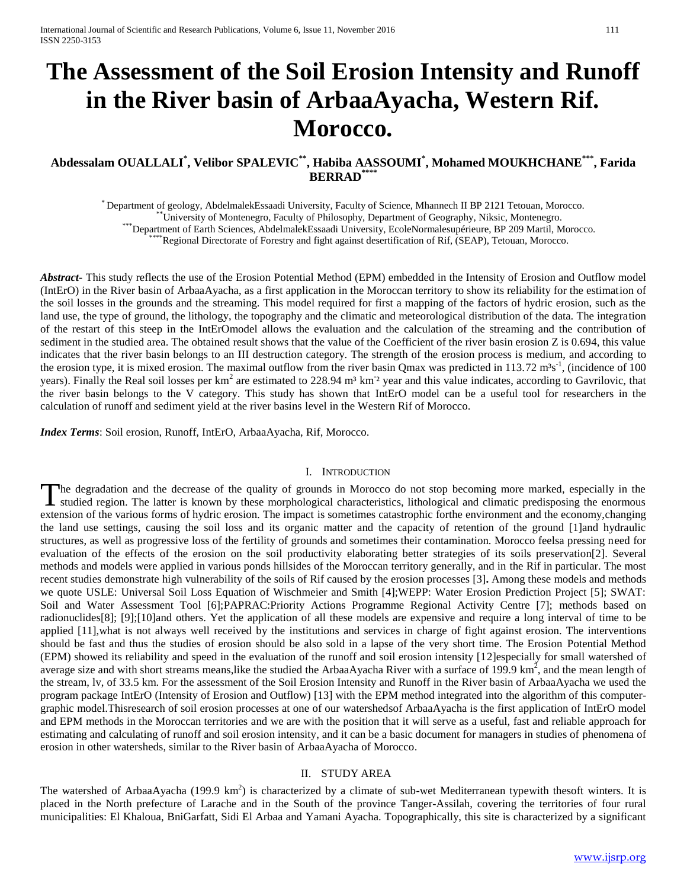# The Assessment of the Soil Erosion Intensity and Runoff in the River basin of ArbaaAyacha, Western Rif. Morocco.

**Abdessalam OUALLALI[*], Velibor SPALEVIC[**], Habiba AASSOUMI[*], Mohamed MOUKHCHANE[***], Farida BERRAD[****]**

[*] Department of geology, AbdelmalekEssaadi University, Faculty of Science, Mhannech II BP 2121 Tetouan, Morocco.
[**] University of Montenegro, Faculty of Philosophy, Department of Geography, Niksic, Montenegro.
[***] Department of Earth Sciences, AbdelmalekEssaadi University, EcoleNormalesupérieure, BP 209 Martil, Morocco.
[****] Regional Directorate of Forestry and fight against desertification of Rif, (SEAP), Tetouan, Morocco.

***Abstract***- This study reflects the use of the Erosion Potential Method (EPM) embedded in the Intensity of Erosion and Outflow model (IntErO) in the River basin of ArbaaAyacha, as a first application in the Moroccan territory to show its reliability for the estimation of the soil losses in the grounds and the streaming. This model required for first a mapping of the factors of hydric erosion, such as the land use, the type of ground, the lithology, the topography and the climatic and meteorological distribution of the data. The integration of the restart of this steep in the IntErOmodel allows the evaluation and the calculation of the streaming and the contribution of sediment in the studied area. The obtained result shows that the value of the Coefficient of the river basin erosion Z is 0.694, this value indicates that the river basin belongs to an III destruction category. The strength of the erosion process is medium, and according to the erosion type, it is mixed erosion. The maximal outflow from the river basin Qmax was predicted in 113.72 m³s$^{-1}$, (incidence of 100 years). Finally the Real soil losses per km$^2$ are estimated to 228.94 m³ km$^{-2}$ year and this value indicates, according to Gavrilovic, that the river basin belongs to the V category. This study has shown that IntErO model can be a useful tool for researchers in the calculation of runoff and sediment yield at the river basins level in the Western Rif of Morocco.

***Index Terms***: Soil erosion, Runoff, IntErO, ArbaaAyacha, Rif, Morocco.

## I. Introduction

The degradation and the decrease of the quality of grounds in Morocco do not stop becoming more marked, especially in the studied region. The latter is known by these morphological characteristics, lithological and climatic predisposing the enormous extension of the various forms of hydric erosion. The impact is sometimes catastrophic forthe environment and the economy,changing the land use settings, causing the soil loss and its organic matter and the capacity of retention of the ground [1]and hydraulic structures, as well as progressive loss of the fertility of grounds and sometimes their contamination. Morocco feelsa pressing need for evaluation of the effects of the erosion on the soil productivity elaborating better strategies of its soils preservation[2]. Several methods and models were applied in various ponds hillsides of the Moroccan territory generally, and in the Rif in particular. The most recent studies demonstrate high vulnerability of the soils of Rif caused by the erosion processes [3]**.** Among these models and methods we quote USLE: Universal Soil Loss Equation of Wischmeier and Smith [4];WEPP: Water Erosion Prediction Project [5]; SWAT: Soil and Water Assessment Tool [6];PAPRAC:Priority Actions Programme Regional Activity Centre [7]; methods based on radionuclides[8]; [9];[10]and others. Yet the application of all these models are expensive and require a long interval of time to be applied [11],what is not always well received by the institutions and services in charge of fight against erosion. The interventions should be fast and thus the studies of erosion should be also sold in a lapse of the very short time. The Erosion Potential Method (EPM) showed its reliability and speed in the evaluation of the runoff and soil erosion intensity [12]especially for small watershed of average size and with short streams means,like the studied the ArbaaAyacha River with a surface of 199.9 km$^2$, and the mean length of the stream, lv, of 33.5 km. For the assessment of the Soil Erosion Intensity and Runoff in the River basin of ArbaaAyacha we used the program package IntErO (Intensity of Erosion and Outflow) [13] with the EPM method integrated into the algorithm of this computer-graphic model.Thisresearch of soil erosion processes at one of our watershedsof ArbaaAyacha is the first application of IntErO model and EPM methods in the Moroccan territories and we are with the position that it will serve as a useful, fast and reliable approach for estimating and calculating of runoff and soil erosion intensity, and it can be a basic document for managers in studies of phenomena of erosion in other watersheds, similar to the River basin of ArbaaAyacha of Morocco.

## II. Study Area

The watershed of ArbaaAyacha (199.9 km$^2$) is characterized by a climate of sub-wet Mediterranean typewith thesoft winters. It is placed in the North prefecture of Larache and in the South of the province Tanger-Assilah, covering the territories of four rural municipalities: El Khaloua, BniGarfatt, Sidi El Arbaa and Yamani Ayacha. Topographically, this site is characterized by a significant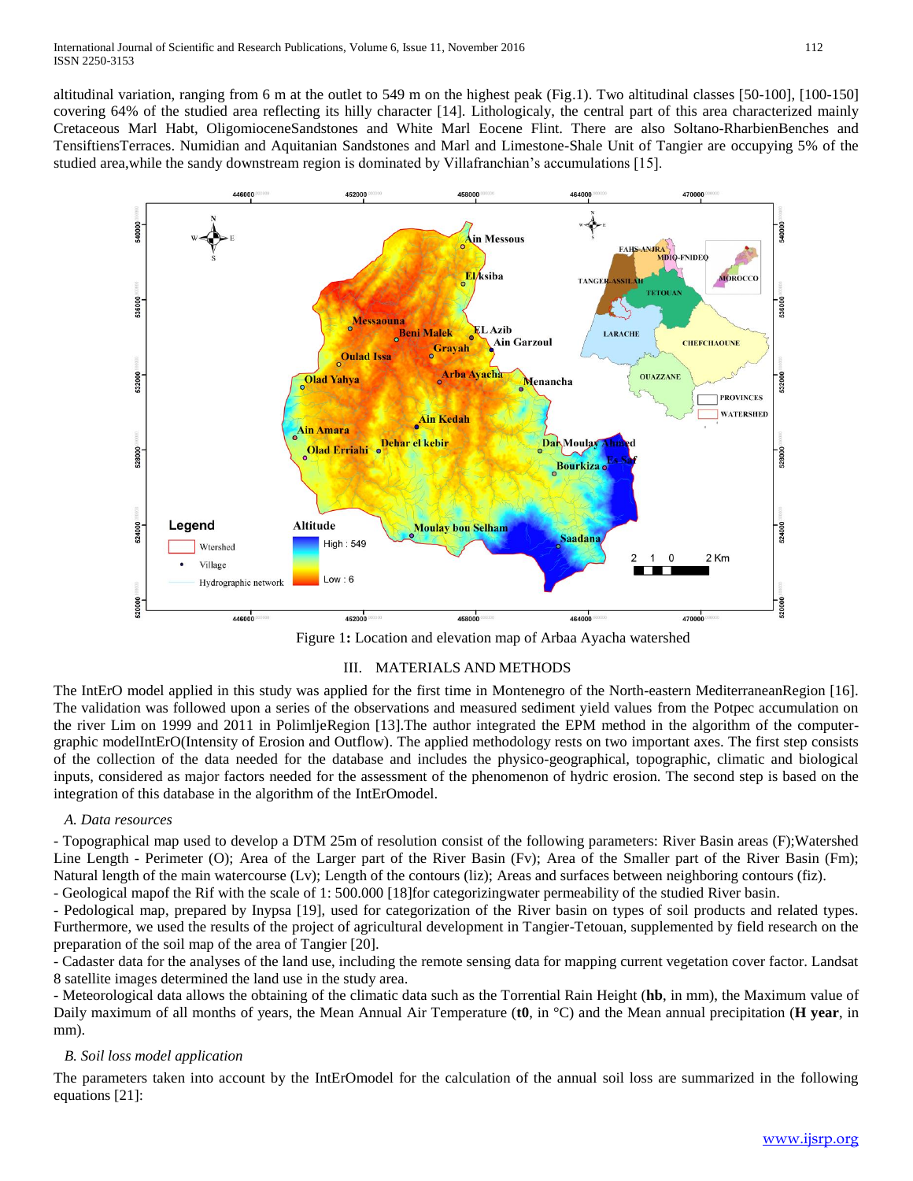altitudinal variation, ranging from 6 m at the outlet to 549 m on the highest peak (Fig.1). Two altitudinal classes [50-100], [100-150] covering 64% of the studied area reflecting its hilly character [14]. Lithologicaly, the central part of this area characterized mainly Cretaceous Marl Habt, OligomioceneSandstones and White Marl Eocene Flint. There are also Soltano-RharbienBenches and TensiftiensTerraces. Numidian and Aquitanian Sandstones and Marl and Limestone-Shale Unit of Tangier are occupying 5% of the studied area,while the sandy downstream region is dominated by Villafranchian's accumulations [15].

Figure 1**:** Location and elevation map of Arbaa Ayacha watershed

## III. MATERIALS AND METHODS

The IntErO model applied in this study was applied for the first time in Montenegro of the North-eastern MediterraneanRegion [16]. The validation was followed upon a series of the observations and measured sediment yield values from the Potpec accumulation on the river Lim on 1999 and 2011 in PolimljeRegion [13].The author integrated the EPM method in the algorithm of the computer-graphic modelIntErO(Intensity of Erosion and Outflow). The applied methodology rests on two important axes. The first step consists of the collection of the data needed for the database and includes the physico-geographical, topographic, climatic and biological inputs, considered as major factors needed for the assessment of the phenomenon of hydric erosion. The second step is based on the integration of this database in the algorithm of the IntErOmodel.

### *A. Data resources*

- Topographical map used to develop a DTM 25m of resolution consist of the following parameters: River Basin areas (F);Watershed Line Length - Perimeter (O); Area of the Larger part of the River Basin (Fv); Area of the Smaller part of the River Basin (Fm); Natural length of the main watercourse (Lv); Length of the contours (liz); Areas and surfaces between neighboring contours (fiz).
- Geological mapof the Rif with the scale of 1: 500.000 [18]for categorizingwater permeability of the studied River basin.
- Pedological map, prepared by Inypsa [19], used for categorization of the River basin on types of soil products and related types. Furthermore, we used the results of the project of agricultural development in Tangier-Tetouan, supplemented by field research on the preparation of the soil map of the area of Tangier [20].
- Cadaster data for the analyses of the land use, including the remote sensing data for mapping current vegetation cover factor. Landsat 8 satellite images determined the land use in the study area.
- Meteorological data allows the obtaining of the climatic data such as the Torrential Rain Height (**hb**, in mm), the Maximum value of Daily maximum of all months of years, the Mean Annual Air Temperature (**t0**, in °C) and the Mean annual precipitation (**H year**, in mm).

### *B. Soil loss model application*

The parameters taken into account by the IntErOmodel for the calculation of the annual soil loss are summarized in the following equations [21]: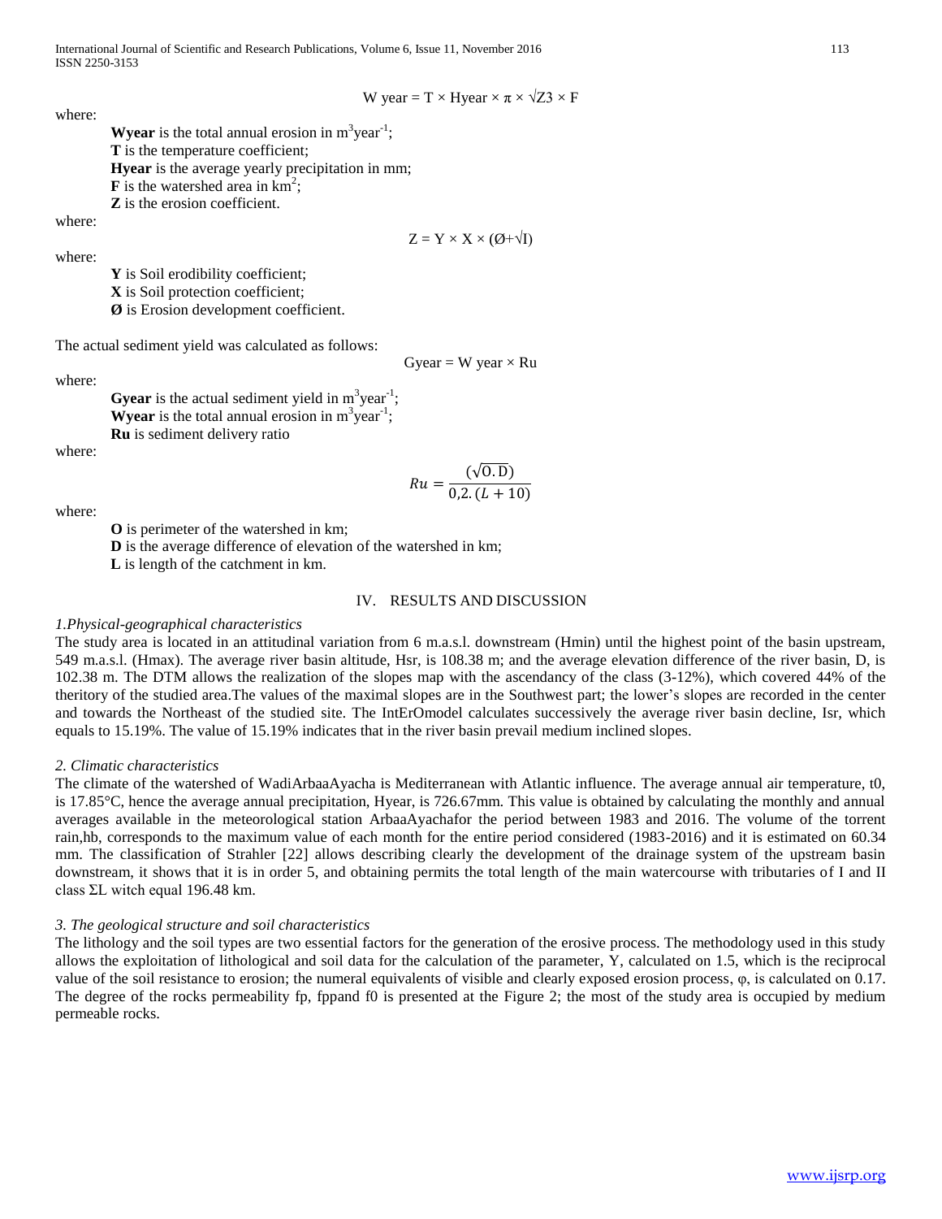$$W\ year = T \times Hyear \times \pi \times \sqrt{Z^3} \times F$$

where:

**Wyear** is the total annual erosion in $m^3 year^{-1}$;
**T** is the temperature coefficient;
**Hyear** is the average yearly precipitation in mm;
**F** is the watershed area in $km^2$;
**Z** is the erosion coefficient.

where:

$$Z = Y \times X \times (Ø + \sqrt{I})$$

where:

**Y** is Soil erodibility coefficient;
**X** is Soil protection coefficient;
**Ø** is Erosion development coefficient.

The actual sediment yield was calculated as follows:

$$Gyear = W\ year \times Ru$$

where:

**Gyear** is the actual sediment yield in $m^3 year^{-1}$;
**Wyear** is the total annual erosion in $m^3 year^{-1}$;
**Ru** is sediment delivery ratio

where:

$$Ru = \frac{(\sqrt{O.D})}{0{,}2.(L+10)}$$

where:

**O** is perimeter of the watershed in km;
**D** is the average difference of elevation of the watershed in km;
**L** is length of the catchment in km.

## IV. RESULTS AND DISCUSSION

*1.Physical-geographical characteristics*

The study area is located in an attitudinal variation from 6 m.a.s.l. downstream (Hmin) until the highest point of the basin upstream, 549 m.a.s.l. (Hmax). The average river basin altitude, Hsr, is 108.38 m; and the average elevation difference of the river basin, D, is 102.38 m. The DTM allows the realization of the slopes map with the ascendancy of the class (3-12%), which covered 44% of the theritory of the studied area.The values of the maximal slopes are in the Southwest part; the lower's slopes are recorded in the center and towards the Northeast of the studied site. The IntErOmodel calculates successively the average river basin decline, Isr, which equals to 15.19%. The value of 15.19% indicates that in the river basin prevail medium inclined slopes.

*2. Climatic characteristics*

The climate of the watershed of WadiArbaaAyacha is Mediterranean with Atlantic influence. The average annual air temperature, t0, is 17.85°C, hence the average annual precipitation, Hyear, is 726.67mm. This value is obtained by calculating the monthly and annual averages available in the meteorological station ArbaaAyachafor the period between 1983 and 2016. The volume of the torrent rain,hb, corresponds to the maximum value of each month for the entire period considered (1983-2016) and it is estimated on 60.34 mm. The classification of Strahler [22] allows describing clearly the development of the drainage system of the upstream basin downstream, it shows that it is in order 5, and obtaining permits the total length of the main watercourse with tributaries of I and II class ΣL witch equal 196.48 km.

*3. The geological structure and soil characteristics*

The lithology and the soil types are two essential factors for the generation of the erosive process. The methodology used in this study allows the exploitation of lithological and soil data for the calculation of the parameter, Y, calculated on 1.5, which is the reciprocal value of the soil resistance to erosion; the numeral equivalents of visible and clearly exposed erosion process, φ, is calculated on 0.17. The degree of the rocks permeability fp, fppand f0 is presented at the Figure 2; the most of the study area is occupied by medium permeable rocks.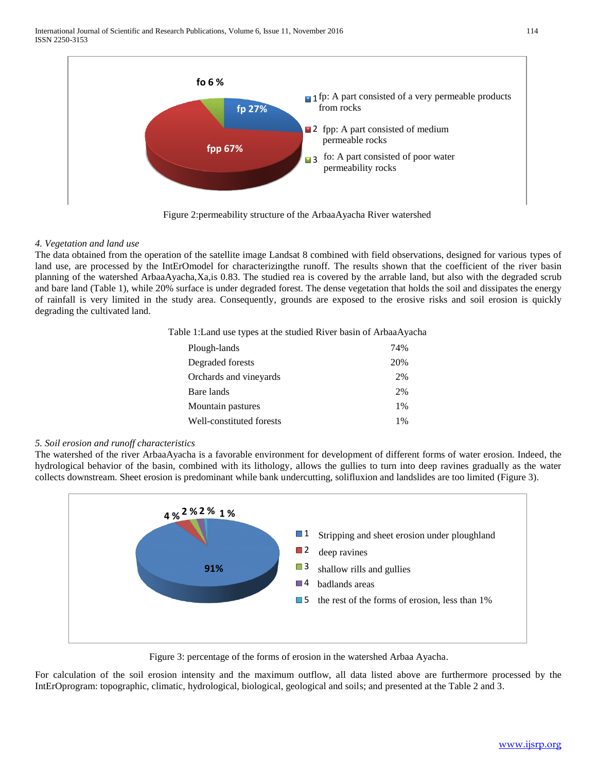fo 6 %

fp 27%

fpp 67%

1 fp: A part consisted of a very permeable products from rocks

2 fpp: A part consisted of medium permeable rocks

3 fo: A part consisted of poor water permeability rocks

Figure 2:permeability structure of the ArbaaAyacha River watershed

*4. Vegetation and land use*

The data obtained from the operation of the satellite image Landsat 8 combined with field observations, designed for various types of land use, are processed by the IntErOmodel for characterizingthe runoff. The results shown that the coefficient of the river basin planning of the watershed ArbaaAyacha,Xa,is 0.83. The studied rea is covered by the arrable land, but also with the degraded scrub and bare land (Table 1), while 20% surface is under degraded forest. The dense vegetation that holds the soil and dissipates the energy of rainfall is very limited in the study area. Consequently, grounds are exposed to the erosive risks and soil erosion is quickly degrading the cultivated land.

Table 1:Land use types at the studied River basin of ArbaaAyacha

| | |
|---|---|
| Plough-lands | 74% |
| Degraded forests | 20% |
| Orchards and vineyards | 2% |
| Bare lands | 2% |
| Mountain pastures | 1% |
| Well-constituted forests | 1% |

*5. Soil erosion and runoff characteristics*

The watershed of the river ArbaaAyacha is a favorable environment for development of different forms of water erosion. Indeed, the hydrological behavior of the basin, combined with its lithology, allows the gullies to turn into deep ravines gradually as the water collects downstream. Sheet erosion is predominant while bank undercutting, solifluxion and landslides are too limited (Figure 3).

4 % 2 % 2 % 1 %

91%

1 Stripping and sheet erosion under ploughland

2 deep ravines

3 shallow rills and gullies

4 badlands areas

5 the rest of the forms of erosion, less than 1%

Figure 3: percentage of the forms of erosion in the watershed Arbaa Ayacha.

For calculation of the soil erosion intensity and the maximum outflow, all data listed above are furthermore processed by the IntErOprogram: topographic, climatic, hydrological, biological, geological and soils; and presented at the Table 2 and 3.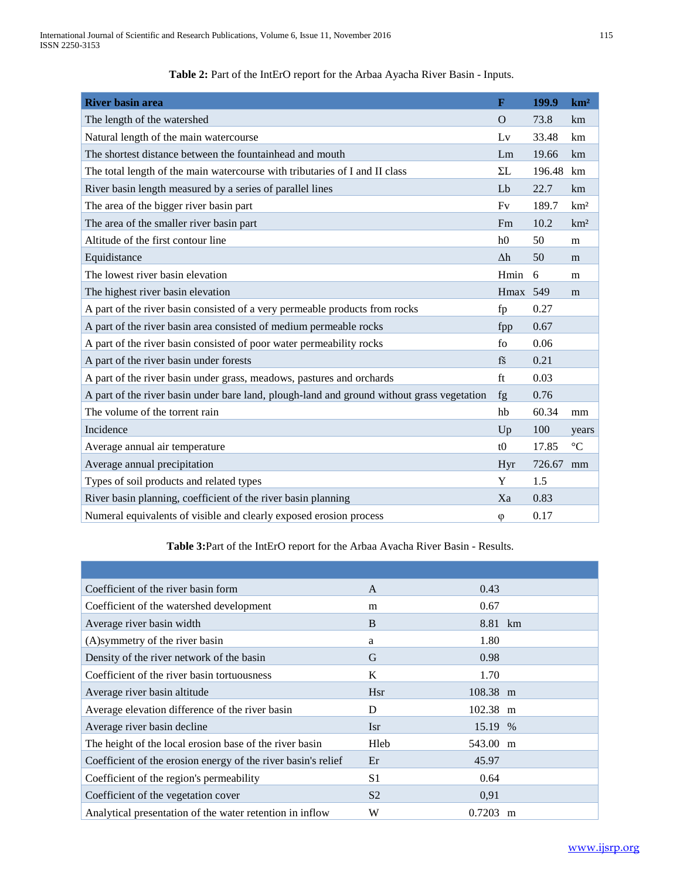**Table 2:** Part of the IntErO report for the Arbaa Ayacha River Basin - Inputs.

| **River basin area** | **F** | **199.9** | **km²** |
|---|---|---|---|
| The length of the watershed | O | 73.8 | km |
| Natural length of the main watercourse | Lv | 33.48 | km |
| The shortest distance between the fountainhead and mouth | Lm | 19.66 | km |
| The total length of the main watercourse with tributaries of I and II class | ΣL | 196.48 | km |
| River basin length measured by a series of parallel lines | Lb | 22.7 | km |
| The area of the bigger river basin part | Fv | 189.7 | km² |
| The area of the smaller river basin part | Fm | 10.2 | km² |
| Altitude of the first contour line | h0 | 50 | m |
| Equidistance | Δh | 50 | m |
| The lowest river basin elevation | Hmin | 6 | m |
| The highest river basin elevation | Hmax | 549 | m |
| A part of the river basin consisted of a very permeable products from rocks | fp | 0.27 | |
| A part of the river basin area consisted of medium permeable rocks | fpp | 0.67 | |
| A part of the river basin consisted of poor water permeability rocks | fo | 0.06 | |
| A part of the river basin under forests | fš | 0.21 | |
| A part of the river basin under grass, meadows, pastures and orchards | ft | 0.03 | |
| A part of the river basin under bare land, plough-land and ground without grass vegetation | fg | 0.76 | |
| The volume of the torrent rain | hb | 60.34 | mm |
| Incidence | Up | 100 | years |
| Average annual air temperature | t0 | 17.85 | °C |
| Average annual precipitation | Hyr | 726.67 | mm |
| Types of soil products and related types | Y | 1.5 | |
| River basin planning, coefficient of the river basin planning | Xa | 0.83 | |
| Numeral equivalents of visible and clearly exposed erosion process | φ | 0.17 | |

**Table 3:** Part of the IntErO report for the Arbaa Ayacha River Basin - Results.

| | | | |
|---|---|---|---|
| Coefficient of the river basin form | A | 0.43 | |
| Coefficient of the watershed development | m | 0.67 | |
| Average river basin width | B | 8.81 | km |
| (A)symmetry of the river basin | a | 1.80 | |
| Density of the river network of the basin | G | 0.98 | |
| Coefficient of the river basin tortuousness | K | 1.70 | |
| Average river basin altitude | Hsr | 108.38 | m |
| Average elevation difference of the river basin | D | 102.38 | m |
| Average river basin decline | Isr | 15.19 | % |
| The height of the local erosion base of the river basin | Hleb | 543.00 | m |
| Coefficient of the erosion energy of the river basin's relief | Er | 45.97 | |
| Coefficient of the region's permeability | S1 | 0.64 | |
| Coefficient of the vegetation cover | S2 | 0,91 | |
| Analytical presentation of the water retention in inflow | W | 0.7203 | m |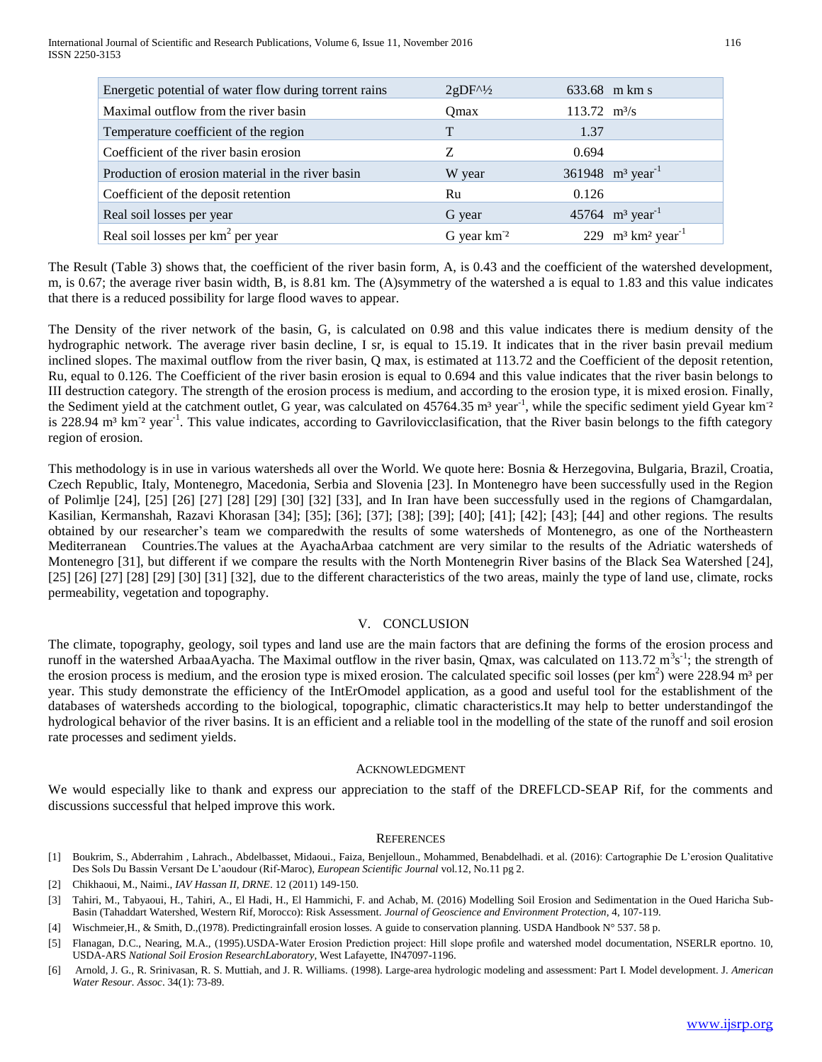| Energetic potential of water flow during torrent rains | $2gDF^{\wedge 1/2}$ | 633.68 m km s |
|---|---|---|
| Maximal outflow from the river basin | Qmax | 113.72 m³/s |
| Temperature coefficient of the region | T | 1.37 |
| Coefficient of the river basin erosion | Z | 0.694 |
| Production of erosion material in the river basin | W year | 361948 m³ year$^{-1}$ |
| Coefficient of the deposit retention | Ru | 0.126 |
| Real soil losses per year | G year | 45764 m³ year$^{-1}$ |
| Real soil losses per km$^2$ per year | G year km$^{-2}$ | 229 m³ km² year$^{-1}$ |

The Result (Table 3) shows that, the coefficient of the river basin form, A, is 0.43 and the coefficient of the watershed development, m, is 0.67; the average river basin width, B, is 8.81 km. The (A)symmetry of the watershed a is equal to 1.83 and this value indicates that there is a reduced possibility for large flood waves to appear.

The Density of the river network of the basin, G, is calculated on 0.98 and this value indicates there is medium density of the hydrographic network. The average river basin decline, I sr, is equal to 15.19. It indicates that in the river basin prevail medium inclined slopes. The maximal outflow from the river basin, Q max, is estimated at 113.72 and the Coefficient of the deposit retention, Ru, equal to 0.126. The Coefficient of the river basin erosion is equal to 0.694 and this value indicates that the river basin belongs to III destruction category. The strength of the erosion process is medium, and according to the erosion type, it is mixed erosion. Finally, the Sediment yield at the catchment outlet, G year, was calculated on 45764.35 m³ year$^{-1}$, while the specific sediment yield Gyear km$^{-2}$ is 228.94 m³ km$^{-2}$ year$^{-1}$. This value indicates, according to Gavrilovicclasification, that the River basin belongs to the fifth category region of erosion.

This methodology is in use in various watersheds all over the World. We quote here: Bosnia & Herzegovina, Bulgaria, Brazil, Croatia, Czech Republic, Italy, Montenegro, Macedonia, Serbia and Slovenia [23]. In Montenegro have been successfully used in the Region of Polimlje [24], [25] [26] [27] [28] [29] [30] [32] [33], and In Iran have been successfully used in the regions of Chamgardalan, Kasilian, Kermanshah, Razavi Khorasan [34]; [35]; [36]; [37]; [38]; [39]; [40]; [41]; [42]; [43]; [44] and other regions. The results obtained by our researcher's team we comparedwith the results of some watersheds of Montenegro, as one of the Northeastern Mediterranean Countries.The values at the AyachaArbaa catchment are very similar to the results of the Adriatic watersheds of Montenegro [31], but different if we compare the results with the North Montenegrin River basins of the Black Sea Watershed [24], [25] [26] [27] [28] [29] [30] [31] [32], due to the different characteristics of the two areas, mainly the type of land use, climate, rocks permeability, vegetation and topography.

## V. Conclusion

The climate, topography, geology, soil types and land use are the main factors that are defining the forms of the erosion process and runoff in the watershed ArbaaAyacha. The Maximal outflow in the river basin, Qmax, was calculated on 113.72 m$^3$s$^{-1}$; the strength of the erosion process is medium, and the erosion type is mixed erosion. The calculated specific soil losses (per km$^2$) were 228.94 m³ per year. This study demonstrate the efficiency of the IntErOmodel application, as a good and useful tool for the establishment of the databases of watersheds according to the biological, topographic, climatic characteristics.It may help to better understandingof the hydrological behavior of the river basins. It is an efficient and a reliable tool in the modelling of the state of the runoff and soil erosion rate processes and sediment yields.

## Acknowledgment

We would especially like to thank and express our appreciation to the staff of the DREFLCD-SEAP Rif, for the comments and discussions successful that helped improve this work.

## References

[1] Boukrim, S., Abderrahim , Lahrach., Abdelbasset, Midaoui., Faiza, Benjelloun., Mohammed, Benabdelhadi. et al. (2016): Cartographie De L'erosion Qualitative Des Sols Du Bassin Versant De L'aoudour (Rif-Maroc), *European Scientific Journal* vol.12, No.11 pg 2.

[2] Chikhaoui, M., Naimi., *IAV Hassan II, DRNE*. 12 (2011) 149-150.

[3] Tahiri, M., Tabyaoui, H., Tahiri, A., El Hadi, H., El Hammichi, F. and Achab, M. (2016) Modelling Soil Erosion and Sedimentation in the Oued Haricha Sub-Basin (Tahaddart Watershed, Western Rif, Morocco): Risk Assessment. *Journal of Geoscience and Environment Protection*, 4, 107-119.

[4] Wischmeier,H., & Smith, D.,(1978). Predictingrainfall erosion losses. A guide to conservation planning. USDA Handbook N° 537. 58 p.

[5] Flanagan, D.C., Nearing, M.A., (1995).USDA-Water Erosion Prediction project: Hill slope profile and watershed model documentation, NSERLR eportno. 10, USDA-ARS *National Soil Erosion ResearchLaboratory*, West Lafayette, IN47097-1196.

[6] Arnold, J. G., R. Srinivasan, R. S. Muttiah, and J. R. Williams. (1998). Large-area hydrologic modeling and assessment: Part I. Model development. J. *American Water Resour. Assoc*. 34(1): 73-89.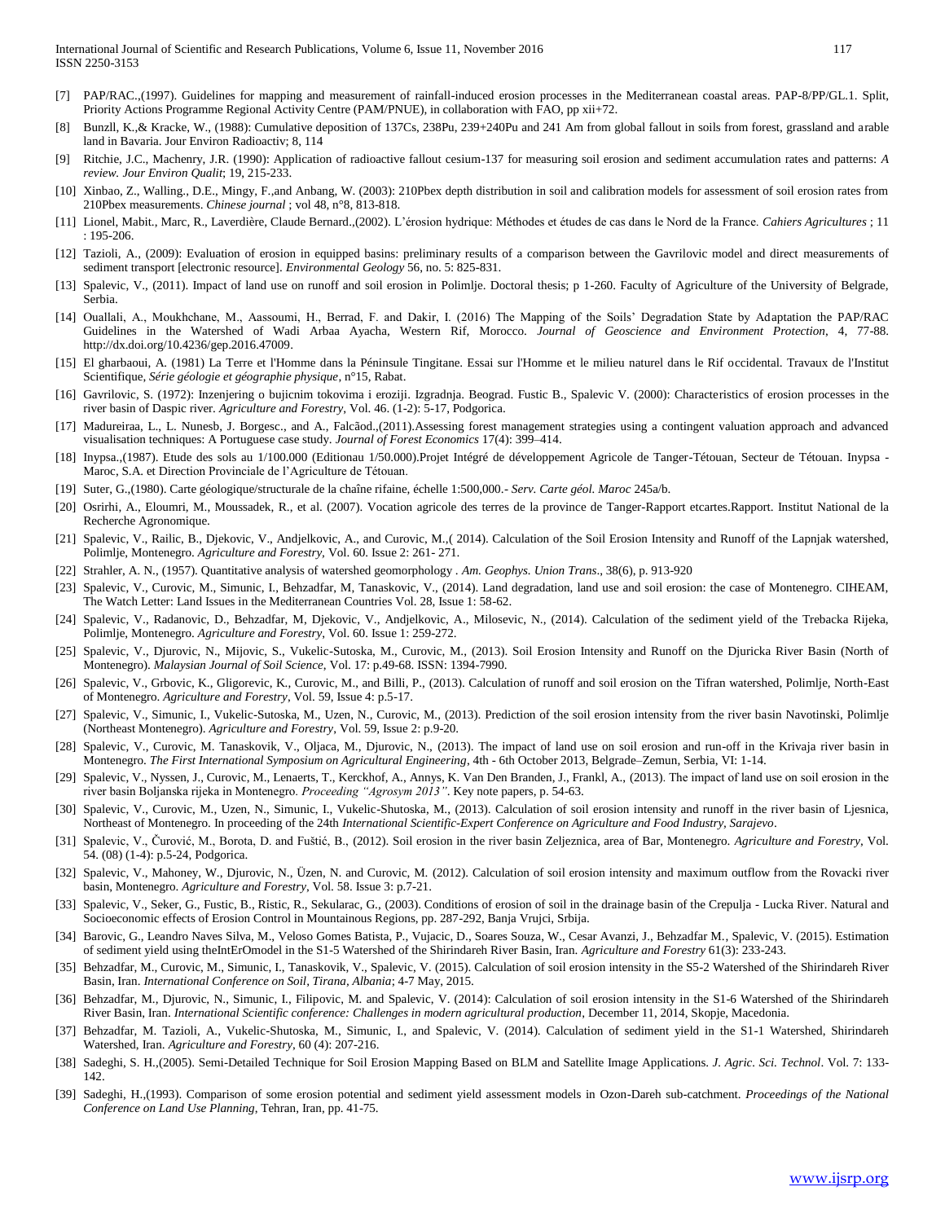[7] PAP/RAC.,(1997). Guidelines for mapping and measurement of rainfall-induced erosion processes in the Mediterranean coastal areas. PAP-8/PP/GL.1. Split, Priority Actions Programme Regional Activity Centre (PAM/PNUE), in collaboration with FAO, pp xii+72.

[8] Bunzll, K.,& Kracke, W., (1988): Cumulative deposition of 137Cs, 238Pu, 239+240Pu and 241 Am from global fallout in soils from forest, grassland and arable land in Bavaria. Jour Environ Radioactiv; 8, 114

[9] Ritchie, J.C., Machenry, J.R. (1990): Application of radioactive fallout cesium-137 for measuring soil erosion and sediment accumulation rates and patterns: *A review. Jour Environ Qualit*; 19, 215-233.

[10] Xinbao, Z., Walling., D.E., Mingy, F.,and Anbang, W. (2003): 210Pbex depth distribution in soil and calibration models for assessment of soil erosion rates from 210Pbex measurements. *Chinese journal* ; vol 48, n°8, 813-818.

[11] Lionel, Mabit., Marc, R., Laverdière, Claude Bernard.,(2002). L'érosion hydrique: Méthodes et études de cas dans le Nord de la France. *Cahiers Agricultures* ; 11 : 195-206.

[12] Tazioli, A., (2009): Evaluation of erosion in equipped basins: preliminary results of a comparison between the Gavrilovic model and direct measurements of sediment transport [electronic resource]. *Environmental Geology* 56, no. 5: 825-831.

[13] Spalevic, V., (2011). Impact of land use on runoff and soil erosion in Polimlje. Doctoral thesis; p 1-260. Faculty of Agriculture of the University of Belgrade, Serbia.

[14] Ouallali, A., Moukhchane, M., Aassoumi, H., Berrad, F. and Dakir, I. (2016) The Mapping of the Soils' Degradation State by Adaptation the PAP/RAC Guidelines in the Watershed of Wadi Arbaa Ayacha, Western Rif, Morocco. *Journal of Geoscience and Environment Protection*, 4, 77-88. http://dx.doi.org/10.4236/gep.2016.47009.

[15] El gharbaoui, A. (1981) La Terre et l'Homme dans la Péninsule Tingitane. Essai sur l'Homme et le milieu naturel dans le Rif occidental. Travaux de l'Institut Scientifique, *Série géologie et géographie physique*, n°15, Rabat.

[16] Gavrilovic, S. (1972): Inzenjering o bujicnim tokovima i eroziji. Izgradnja. Beograd. Fustic B., Spalevic V. (2000): Characteristics of erosion processes in the river basin of Daspic river. *Agriculture and Forestry*, Vol. 46. (1-2): 5-17, Podgorica.

[17] Madureiraa, L., L. Nunesb, J. Borgesc., and A., Falcãod.,(2011).Assessing forest management strategies using a contingent valuation approach and advanced visualisation techniques: A Portuguese case study. *Journal of Forest Economics* 17(4): 399–414.

[18] Inypsa.,(1987). Etude des sols au 1/100.000 (Editionau 1/50.000).Projet Intégré de développement Agricole de Tanger-Tétouan, Secteur de Tétouan. Inypsa - Maroc, S.A. et Direction Provinciale de l'Agriculture de Tétouan.

[19] Suter, G.,(1980). Carte géologique/structurale de la chaîne rifaine, échelle 1:500,000.- *Serv. Carte géol. Maroc* 245a/b.

[20] Osrirhi, A., Eloumri, M., Moussadek, R., et al. (2007). Vocation agricole des terres de la province de Tanger-Rapport etcartes.Rapport. Institut National de la Recherche Agronomique.

[21] Spalevic, V., Railic, B., Djekovic, V., Andjelkovic, A., and Curovic, M.,( 2014). Calculation of the Soil Erosion Intensity and Runoff of the Lapnjak watershed, Polimlje, Montenegro. *Agriculture and Forestry*, Vol. 60. Issue 2: 261- 271.

[22] Strahler, A. N., (1957). Quantitative analysis of watershed geomorphology . *Am. Geophys. Union Trans*., 38(6), p. 913-920

[23] Spalevic, V., Curovic, M., Simunic, I., Behzadfar, M, Tanaskovic, V., (2014). Land degradation, land use and soil erosion: the case of Montenegro. CIHEAM, The Watch Letter: Land Issues in the Mediterranean Countries Vol. 28, Issue 1: 58-62.

[24] Spalevic, V., Radanovic, D., Behzadfar, M, Djekovic, V., Andjelkovic, A., Milosevic, N., (2014). Calculation of the sediment yield of the Trebacka Rijeka, Polimlje, Montenegro. *Agriculture and Forestry*, Vol. 60. Issue 1: 259-272.

[25] Spalevic, V., Djurovic, N., Mijovic, S., Vukelic-Sutoska, M., Curovic, M., (2013). Soil Erosion Intensity and Runoff on the Djuricka River Basin (North of Montenegro). *Malaysian Journal of Soil Science*, Vol. 17: p.49-68. ISSN: 1394-7990.

[26] Spalevic, V., Grbovic, K., Gligorevic, K., Curovic, M., and Billi, P., (2013). Calculation of runoff and soil erosion on the Tifran watershed, Polimlje, North-East of Montenegro. *Agriculture and Forestry*, Vol. 59, Issue 4: p.5-17.

[27] Spalevic, V., Simunic, I., Vukelic-Sutoska, M., Uzen, N., Curovic, M., (2013). Prediction of the soil erosion intensity from the river basin Navotinski, Polimlje (Northeast Montenegro). *Agriculture and Forestry*, Vol. 59, Issue 2: p.9-20.

[28] Spalevic, V., Curovic, M. Tanaskovik, V., Oljaca, M., Djurovic, N., (2013). The impact of land use on soil erosion and run-off in the Krivaja river basin in Montenegro. *The First International Symposium on Agricultural Engineering*, 4th - 6th October 2013, Belgrade–Zemun, Serbia, VI: 1-14.

[29] Spalevic, V., Nyssen, J., Curovic, M., Lenaerts, T., Kerckhof, A., Annys, K. Van Den Branden, J., Frankl, A., (2013). The impact of land use on soil erosion in the river basin Boljanska rijeka in Montenegro. *Proceeding "Agrosym 2013"*. Key note papers, p. 54-63.

[30] Spalevic, V., Curovic, M., Uzen, N., Simunic, I., Vukelic-Shutoska, M., (2013). Calculation of soil erosion intensity and runoff in the river basin of Ljesnica, Northeast of Montenegro. In proceeding of the 24th *International Scientific-Expert Conference on Agriculture and Food Industry, Sarajevo*.

[31] Spalevic, V., Čurović, M., Borota, D. and Fuštić, B., (2012). Soil erosion in the river basin Zeljeznica, area of Bar, Montenegro. *Agriculture and Forestry*, Vol. 54. (08) (1-4): p.5-24, Podgorica.

[32] Spalevic, V., Mahoney, W., Djurovic, N., Üzen, N. and Curovic, M. (2012). Calculation of soil erosion intensity and maximum outflow from the Rovacki river basin, Montenegro. *Agriculture and Forestry*, Vol. 58. Issue 3: p.7-21.

[33] Spalevic, V., Seker, G., Fustic, B., Ristic, R., Sekularac, G., (2003). Conditions of erosion of soil in the drainage basin of the Crepulja - Lucka River. Natural and Socioeconomic effects of Erosion Control in Mountainous Regions, pp. 287-292, Banja Vrujci, Srbija.

[34] Barovic, G., Leandro Naves Silva, M., Veloso Gomes Batista, P., Vujacic, D., Soares Souza, W., Cesar Avanzi, J., Behzadfar M., Spalevic, V. (2015). Estimation of sediment yield using theIntErOmodel in the S1-5 Watershed of the Shirindareh River Basin, Iran. *Agriculture and Forestry* 61(3): 233-243.

[35] Behzadfar, M., Curovic, M., Simunic, I., Tanaskovik, V., Spalevic, V. (2015). Calculation of soil erosion intensity in the S5-2 Watershed of the Shirindareh River Basin, Iran. *International Conference on Soil, Tirana, Albania*; 4-7 May, 2015.

[36] Behzadfar, M., Djurovic, N., Simunic, I., Filipovic, M. and Spalevic, V. (2014): Calculation of soil erosion intensity in the S1-6 Watershed of the Shirindareh River Basin, Iran. *International Scientific conference: Challenges in modern agricultural production*, December 11, 2014, Skopje, Macedonia.

[37] Behzadfar, M. Tazioli, A., Vukelic-Shutoska, M., Simunic, I., and Spalevic, V. (2014). Calculation of sediment yield in the S1-1 Watershed, Shirindareh Watershed, Iran. *Agriculture and Forestry*, 60 (4): 207-216.

[38] Sadeghi, S. H.,(2005). Semi-Detailed Technique for Soil Erosion Mapping Based on BLM and Satellite Image Applications. *J. Agric. Sci. Technol*. Vol. 7: 133-142.

[39] Sadeghi, H.,(1993). Comparison of some erosion potential and sediment yield assessment models in Ozon-Dareh sub-catchment. *Proceedings of the National Conference on Land Use Planning*, Tehran, Iran, pp. 41-75.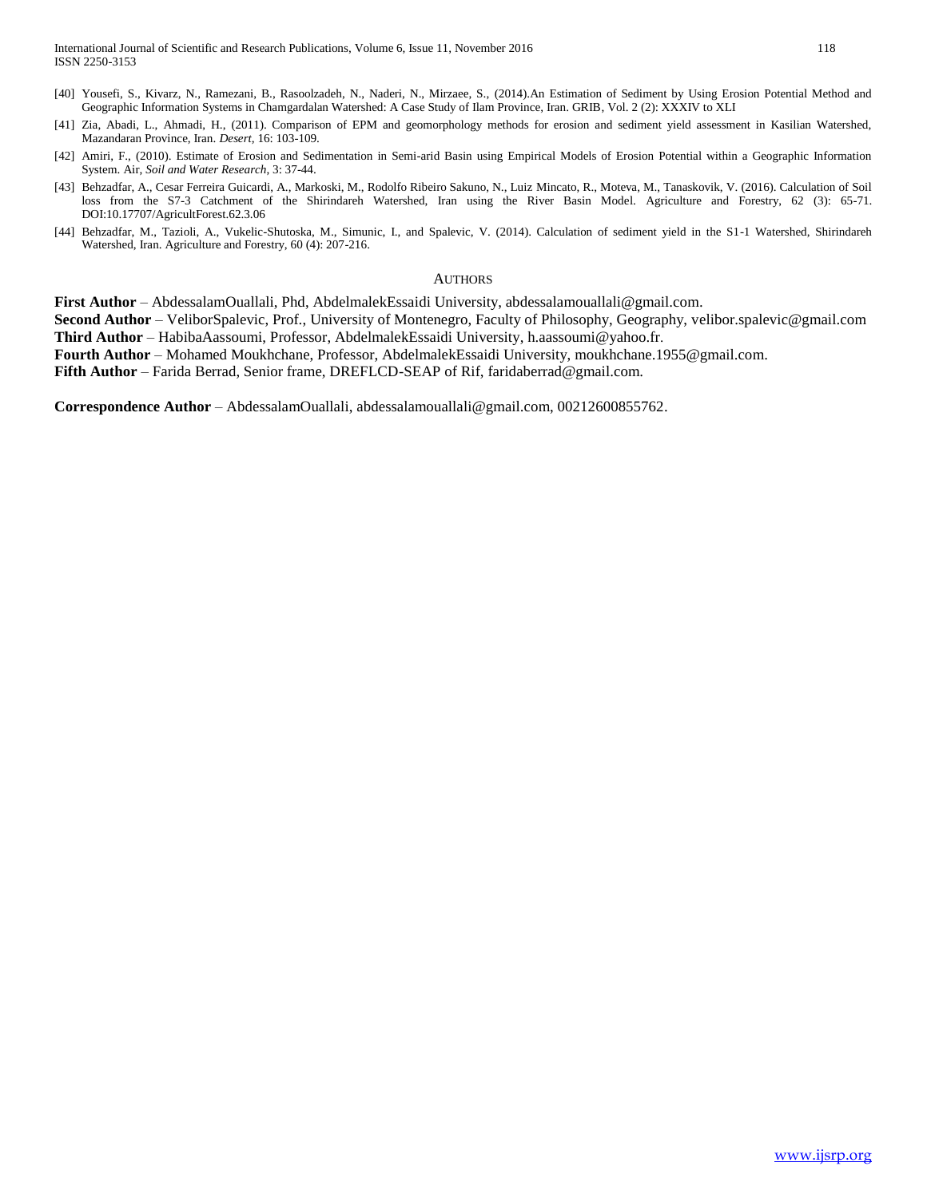[40] Yousefi, S., Kivarz, N., Ramezani, B., Rasoolzadeh, N., Naderi, N., Mirzaee, S., (2014).An Estimation of Sediment by Using Erosion Potential Method and Geographic Information Systems in Chamgardalan Watershed: A Case Study of Ilam Province, Iran. GRIB, Vol. 2 (2): XXXIV to XLI

[41] Zia, Abadi, L., Ahmadi, H., (2011). Comparison of EPM and geomorphology methods for erosion and sediment yield assessment in Kasilian Watershed, Mazandaran Province, Iran. *Desert*, 16: 103-109.

[42] Amiri, F., (2010). Estimate of Erosion and Sedimentation in Semi-arid Basin using Empirical Models of Erosion Potential within a Geographic Information System. Air, *Soil and Water Research*, 3: 37-44.

[43] Behzadfar, A., Cesar Ferreira Guicardi, A., Markoski, M., Rodolfo Ribeiro Sakuno, N., Luiz Mincato, R., Moteva, M., Tanaskovik, V. (2016). Calculation of Soil loss from the S7-3 Catchment of the Shirindareh Watershed, Iran using the River Basin Model. Agriculture and Forestry, 62 (3): 65-71. DOI:10.17707/AgricultForest.62.3.06

[44] Behzadfar, M., Tazioli, A., Vukelic-Shutoska, M., Simunic, I., and Spalevic, V. (2014). Calculation of sediment yield in the S1-1 Watershed, Shirindareh Watershed, Iran. Agriculture and Forestry, 60 (4): 207-216.

## AUTHORS

**First Author** – AbdessalamOuallali, Phd, AbdelmalekEssaidi University, abdessalamouallali@gmail.com.

**Second Author** – VeliborSpalevic, Prof., University of Montenegro, Faculty of Philosophy, Geography, velibor.spalevic@gmail.com

**Third Author** – HabibaAassoumi, Professor, AbdelmalekEssaidi University, h.aassoumi@yahoo.fr.

**Fourth Author** – Mohamed Moukhchane, Professor, AbdelmalekEssaidi University, moukhchane.1955@gmail.com.

**Fifth Author** – Farida Berrad, Senior frame, DREFLCD-SEAP of Rif, faridaberrad@gmail.com.

**Correspondence Author** – AbdessalamOuallali, abdessalamouallali@gmail.com, 00212600855762.